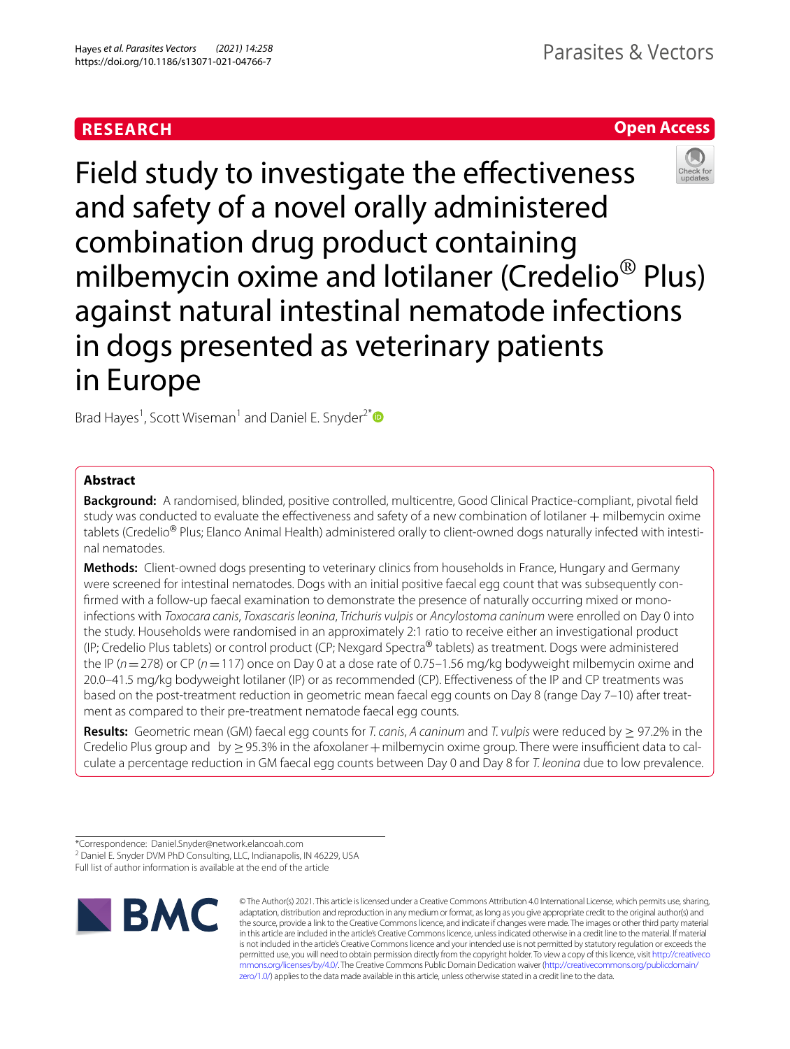**RESEARCH** **Open Access**

# Field study to investigate the effectiveness and safety of a novel orally administered combination drug product containing milbemycin oxime and lotilaner (Credelio® Plus) against natural intestinal nematode infections in dogs presented as veterinary patients in Europe

Brad Hayes[1], Scott Wiseman[1] and Daniel E. Snyder[2*]

## Abstract

**Background:** A randomised, blinded, positive controlled, multicentre, Good Clinical Practice-compliant, pivotal field study was conducted to evaluate the effectiveness and safety of a new combination of lotilaner + milbemycin oxime tablets (Credelio® Plus; Elanco Animal Health) administered orally to client-owned dogs naturally infected with intestinal nematodes.

**Methods:** Client-owned dogs presenting to veterinary clinics from households in France, Hungary and Germany were screened for intestinal nematodes. Dogs with an initial positive faecal egg count that was subsequently confirmed with a follow-up faecal examination to demonstrate the presence of naturally occurring mixed or mono-infections with *Toxocara canis*, *Toxascaris leonina*, *Trichuris vulpis* or *Ancylostoma caninum* were enrolled on Day 0 into the study. Households were randomised in an approximately 2:1 ratio to receive either an investigational product (IP; Credelio Plus tablets) or control product (CP; Nexgard Spectra® tablets) as treatment. Dogs were administered the IP ($n = 278$) or CP ($n = 117$) once on Day 0 at a dose rate of 0.75–1.56 mg/kg bodyweight milbemycin oxime and 20.0–41.5 mg/kg bodyweight lotilaner (IP) or as recommended (CP). Effectiveness of the IP and CP treatments was based on the post-treatment reduction in geometric mean faecal egg counts on Day 8 (range Day 7–10) after treatment as compared to their pre-treatment nematode faecal egg counts.

**Results:** Geometric mean (GM) faecal egg counts for *T. canis*, *A caninum* and *T. vulpis* were reduced by ≥ 97.2% in the Credelio Plus group and by ≥ 95.3% in the afoxolaner + milbemycin oxime group. There were insufficient data to calculate a percentage reduction in GM faecal egg counts between Day 0 and Day 8 for *T. leonina* due to low prevalence.

*Correspondence: Daniel.Snyder@network.elancoah.com
[2] Daniel E. Snyder DVM PhD Consulting, LLC, Indianapolis, IN 46229, USA
Full list of author information is available at the end of the article

© The Author(s) 2021. This article is licensed under a Creative Commons Attribution 4.0 International License, which permits use, sharing, adaptation, distribution and reproduction in any medium or format, as long as you give appropriate credit to the original author(s) and the source, provide a link to the Creative Commons licence, and indicate if changes were made. The images or other third party material in this article are included in the article's Creative Commons licence, unless indicated otherwise in a credit line to the material. If material is not included in the article's Creative Commons licence and your intended use is not permitted by statutory regulation or exceeds the permitted use, you will need to obtain permission directly from the copyright holder. To view a copy of this licence, visit http://creativecommons.org/licenses/by/4.0/. The Creative Commons Public Domain Dedication waiver (http://creativecommons.org/publicdomain/zero/1.0/) applies to the data made available in this article, unless otherwise stated in a credit line to the data.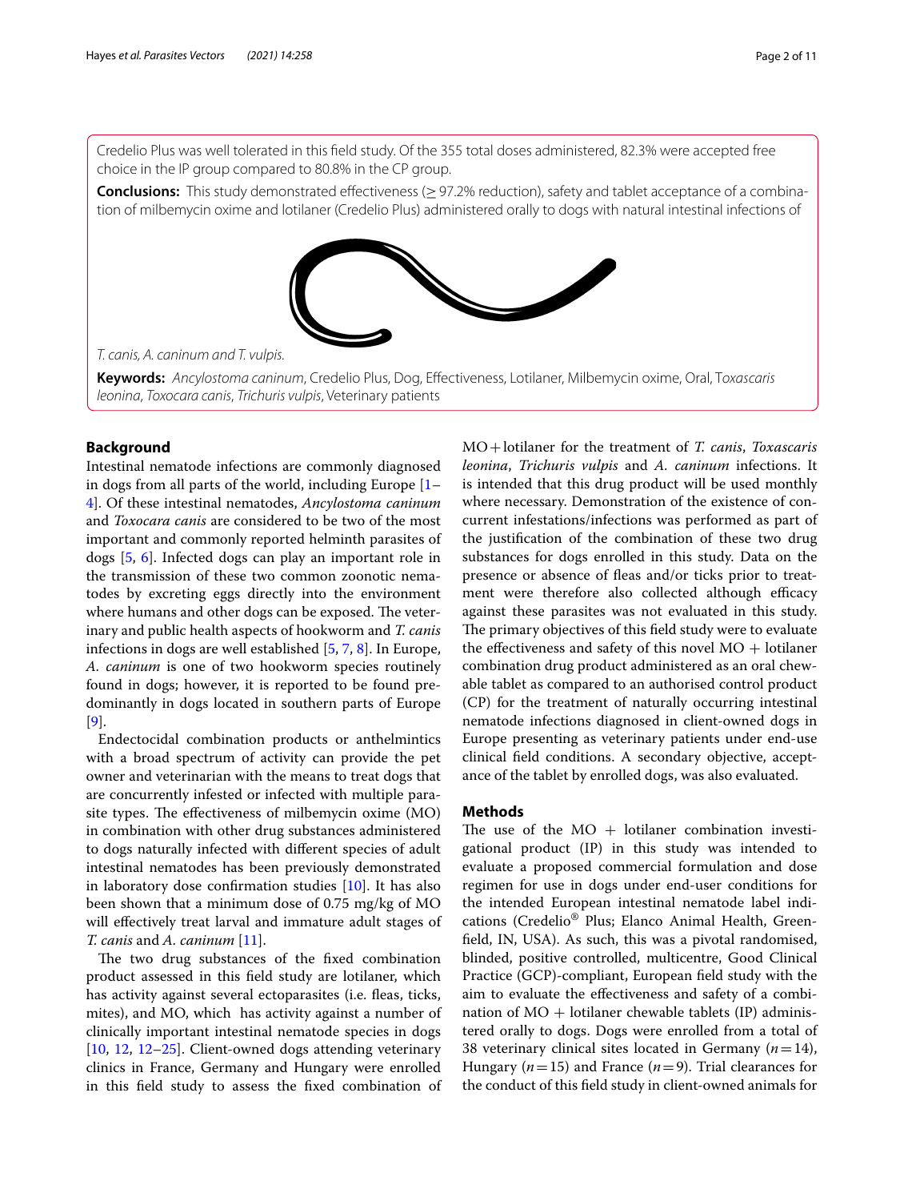Credelio Plus was well tolerated in this field study. Of the 355 total doses administered, 82.3% were accepted free choice in the IP group compared to 80.8% in the CP group.

**Conclusions:** This study demonstrated effectiveness (≥ 97.2% reduction), safety and tablet acceptance of a combination of milbemycin oxime and lotilaner (Credelio Plus) administered orally to dogs with natural intestinal infections of *T. canis, A. caninum and T. vulpis.*

**Keywords:** *Ancylostoma caninum*, Credelio Plus, Dog, Effectiveness, Lotilaner, Milbemycin oxime, Oral, *Toxascaris leonina*, *Toxocara canis*, *Trichuris vulpis*, Veterinary patients

## Background

Intestinal nematode infections are commonly diagnosed in dogs from all parts of the world, including Europe [1–4]. Of these intestinal nematodes, *Ancylostoma caninum* and *Toxocara canis* are considered to be two of the most important and commonly reported helminth parasites of dogs [5, 6]. Infected dogs can play an important role in the transmission of these two common zoonotic nematodes by excreting eggs directly into the environment where humans and other dogs can be exposed. The veterinary and public health aspects of hookworm and *T. canis* infections in dogs are well established [5, 7, 8]. In Europe, *A. caninum* is one of two hookworm species routinely found in dogs; however, it is reported to be found predominantly in dogs located in southern parts of Europe [9].

Endectocidal combination products or anthelmintics with a broad spectrum of activity can provide the pet owner and veterinarian with the means to treat dogs that are concurrently infested or infected with multiple parasite types. The effectiveness of milbemycin oxime (MO) in combination with other drug substances administered to dogs naturally infected with different species of adult intestinal nematodes has been previously demonstrated in laboratory dose confirmation studies [10]. It has also been shown that a minimum dose of 0.75 mg/kg of MO will effectively treat larval and immature adult stages of *T. canis* and *A. caninum* [11].

The two drug substances of the fixed combination product assessed in this field study are lotilaner, which has activity against several ectoparasites (i.e. fleas, ticks, mites), and MO, which has activity against a number of clinically important intestinal nematode species in dogs [10, 12, 12–25]. Client-owned dogs attending veterinary clinics in France, Germany and Hungary were enrolled in this field study to assess the fixed combination of MO + lotilaner for the treatment of *T. canis*, *Toxascaris leonina*, *Trichuris vulpis* and *A. caninum* infections. It is intended that this drug product will be used monthly where necessary. Demonstration of the existence of concurrent infestations/infections was performed as part of the justification of the combination of these two drug substances for dogs enrolled in this study. Data on the presence or absence of fleas and/or ticks prior to treatment were therefore also collected although efficacy against these parasites was not evaluated in this study. The primary objectives of this field study were to evaluate the effectiveness and safety of this novel MO + lotilaner combination drug product administered as an oral chewable tablet as compared to an authorised control product (CP) for the treatment of naturally occurring intestinal nematode infections diagnosed in client-owned dogs in Europe presenting as veterinary patients under end-use clinical field conditions. A secondary objective, acceptance of the tablet by enrolled dogs, was also evaluated.

## Methods

The use of the MO + lotilaner combination investigational product (IP) in this study was intended to evaluate a proposed commercial formulation and dose regimen for use in dogs under end-user conditions for the intended European intestinal nematode label indications (Credelio® Plus; Elanco Animal Health, Greenfield, IN, USA). As such, this was a pivotal randomised, blinded, positive controlled, multicentre, Good Clinical Practice (GCP)-compliant, European field study with the aim to evaluate the effectiveness and safety of a combination of MO + lotilaner chewable tablets (IP) administered orally to dogs. Dogs were enrolled from a total of 38 veterinary clinical sites located in Germany ($n = 14$), Hungary ($n = 15$) and France ($n = 9$). Trial clearances for the conduct of this field study in client-owned animals for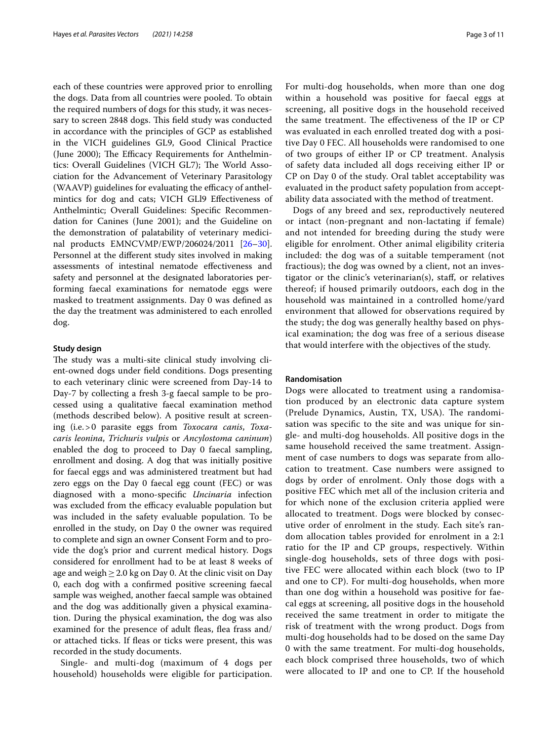each of these countries were approved prior to enrolling the dogs. Data from all countries were pooled. To obtain the required numbers of dogs for this study, it was necessary to screen 2848 dogs. This field study was conducted in accordance with the principles of GCP as established in the VICH guidelines GL9, Good Clinical Practice (June 2000); The Efficacy Requirements for Anthelmintics: Overall Guidelines (VICH GL7); The World Association for the Advancement of Veterinary Parasitology (WAAVP) guidelines for evaluating the efficacy of anthelmintics for dog and cats; VICH GLl9 Effectiveness of Anthelmintic; Overall Guidelines: Specific Recommendation for Canines (June 2001); and the Guideline on the demonstration of palatability of veterinary medicinal products EMNCVMP/EWP/206024/2011 [26–30]. Personnel at the different study sites involved in making assessments of intestinal nematode effectiveness and safety and personnel at the designated laboratories performing faecal examinations for nematode eggs were masked to treatment assignments. Day 0 was defined as the day the treatment was administered to each enrolled dog.

### Study design

The study was a multi-site clinical study involving client-owned dogs under field conditions. Dogs presenting to each veterinary clinic were screened from Day-14 to Day-7 by collecting a fresh 3-g faecal sample to be processed using a qualitative faecal examination method (methods described below). A positive result at screening (i.e. > 0 parasite eggs from *Toxocara canis*, *Toxacaris leonina*, *Trichuris vulpis* or *Ancylostoma caninum*) enabled the dog to proceed to Day 0 faecal sampling, enrollment and dosing. A dog that was initially positive for faecal eggs and was administered treatment but had zero eggs on the Day 0 faecal egg count (FEC) or was diagnosed with a mono-specific *Uncinaria* infection was excluded from the efficacy evaluable population but was included in the safety evaluable population. To be enrolled in the study, on Day 0 the owner was required to complete and sign an owner Consent Form and to provide the dog's prior and current medical history. Dogs considered for enrollment had to be at least 8 weeks of age and weigh ≥ 2.0 kg on Day 0. At the clinic visit on Day 0, each dog with a confirmed positive screening faecal sample was weighed, another faecal sample was obtained and the dog was additionally given a physical examination. During the physical examination, the dog was also examined for the presence of adult fleas, flea frass and/or attached ticks. If fleas or ticks were present, this was recorded in the study documents.

Single- and multi-dog (maximum of 4 dogs per household) households were eligible for participation. For multi-dog households, when more than one dog within a household was positive for faecal eggs at screening, all positive dogs in the household received the same treatment. The effectiveness of the IP or CP was evaluated in each enrolled treated dog with a positive Day 0 FEC. All households were randomised to one of two groups of either IP or CP treatment. Analysis of safety data included all dogs receiving either IP or CP on Day 0 of the study. Oral tablet acceptability was evaluated in the product safety population from acceptability data associated with the method of treatment.

Dogs of any breed and sex, reproductively neutered or intact (non-pregnant and non-lactating if female) and not intended for breeding during the study were eligible for enrolment. Other animal eligibility criteria included: the dog was of a suitable temperament (not fractious); the dog was owned by a client, not an investigator or the clinic's veterinarian(s), staff, or relatives thereof; if housed primarily outdoors, each dog in the household was maintained in a controlled home/yard environment that allowed for observations required by the study; the dog was generally healthy based on physical examination; the dog was free of a serious disease that would interfere with the objectives of the study.

### Randomisation

Dogs were allocated to treatment using a randomisation produced by an electronic data capture system (Prelude Dynamics, Austin, TX, USA). The randomisation was specific to the site and was unique for single- and multi-dog households. All positive dogs in the same household received the same treatment. Assignment of case numbers to dogs was separate from allocation to treatment. Case numbers were assigned to dogs by order of enrolment. Only those dogs with a positive FEC which met all of the inclusion criteria and for which none of the exclusion criteria applied were allocated to treatment. Dogs were blocked by consecutive order of enrolment in the study. Each site's random allocation tables provided for enrolment in a 2:1 ratio for the IP and CP groups, respectively. Within single-dog households, sets of three dogs with positive FEC were allocated within each block (two to IP and one to CP). For multi-dog households, when more than one dog within a household was positive for faecal eggs at screening, all positive dogs in the household received the same treatment in order to mitigate the risk of treatment with the wrong product. Dogs from multi-dog households had to be dosed on the same Day 0 with the same treatment. For multi-dog households, each block comprised three households, two of which were allocated to IP and one to CP. If the household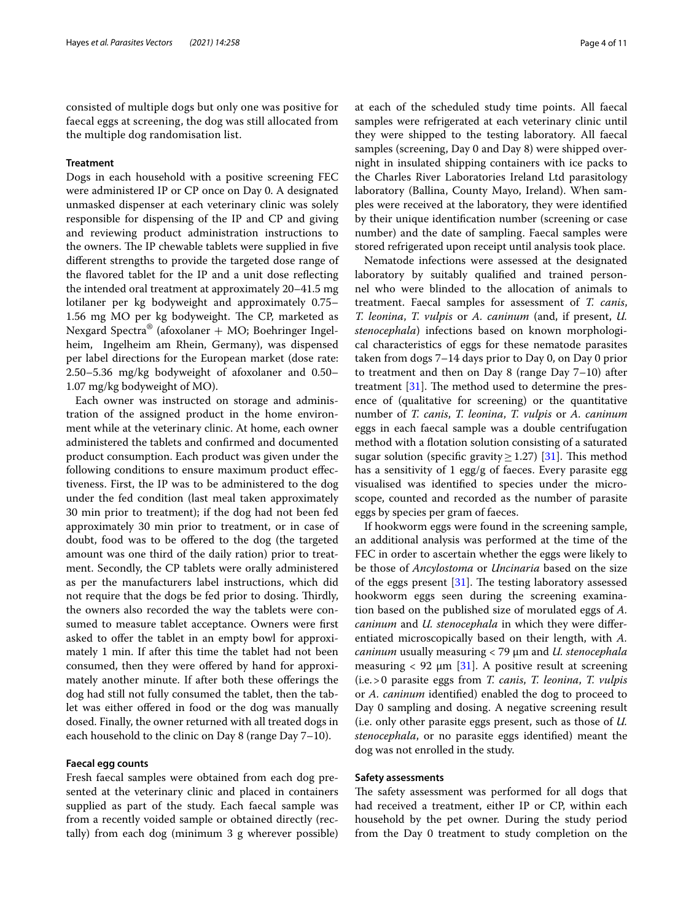consisted of multiple dogs but only one was positive for faecal eggs at screening, the dog was still allocated from the multiple dog randomisation list.

### Treatment

Dogs in each household with a positive screening FEC were administered IP or CP once on Day 0. A designated unmasked dispenser at each veterinary clinic was solely responsible for dispensing of the IP and CP and giving and reviewing product administration instructions to the owners. The IP chewable tablets were supplied in five different strengths to provide the targeted dose range of the flavored tablet for the IP and a unit dose reflecting the intended oral treatment at approximately 20–41.5 mg lotilaner per kg bodyweight and approximately 0.75–1.56 mg MO per kg bodyweight. The CP, marketed as Nexgard Spectra® (afoxolaner + MO; Boehringer Ingelheim, Ingelheim am Rhein, Germany), was dispensed per label directions for the European market (dose rate: 2.50–5.36 mg/kg bodyweight of afoxolaner and 0.50–1.07 mg/kg bodyweight of MO).

Each owner was instructed on storage and administration of the assigned product in the home environment while at the veterinary clinic. At home, each owner administered the tablets and confirmed and documented product consumption. Each product was given under the following conditions to ensure maximum product effectiveness. First, the IP was to be administered to the dog under the fed condition (last meal taken approximately 30 min prior to treatment); if the dog had not been fed approximately 30 min prior to treatment, or in case of doubt, food was to be offered to the dog (the targeted amount was one third of the daily ration) prior to treatment. Secondly, the CP tablets were orally administered as per the manufacturers label instructions, which did not require that the dogs be fed prior to dosing. Thirdly, the owners also recorded the way the tablets were consumed to measure tablet acceptance. Owners were first asked to offer the tablet in an empty bowl for approximately 1 min. If after this time the tablet had not been consumed, then they were offered by hand for approximately another minute. If after both these offerings the dog had still not fully consumed the tablet, then the tablet was either offered in food or the dog was manually dosed. Finally, the owner returned with all treated dogs in each household to the clinic on Day 8 (range Day 7–10).

### Faecal egg counts

Fresh faecal samples were obtained from each dog presented at the veterinary clinic and placed in containers supplied as part of the study. Each faecal sample was from a recently voided sample or obtained directly (rectally) from each dog (minimum 3 g wherever possible) at each of the scheduled study time points. All faecal samples were refrigerated at each veterinary clinic until they were shipped to the testing laboratory. All faecal samples (screening, Day 0 and Day 8) were shipped overnight in insulated shipping containers with ice packs to the Charles River Laboratories Ireland Ltd parasitology laboratory (Ballina, County Mayo, Ireland). When samples were received at the laboratory, they were identified by their unique identification number (screening or case number) and the date of sampling. Faecal samples were stored refrigerated upon receipt until analysis took place.

Nematode infections were assessed at the designated laboratory by suitably qualified and trained personnel who were blinded to the allocation of animals to treatment. Faecal samples for assessment of *T. canis*, *T. leonina*, *T. vulpis* or *A. caninum* (and, if present, *U. stenocephala*) infections based on known morphological characteristics of eggs for these nematode parasites taken from dogs 7–14 days prior to Day 0, on Day 0 prior to treatment and then on Day 8 (range Day 7–10) after treatment [31]. The method used to determine the presence of (qualitative for screening) or the quantitative number of *T. canis*, *T. leonina*, *T. vulpis* or *A. caninum* eggs in each faecal sample was a double centrifugation method with a flotation solution consisting of a saturated sugar solution (specific gravity ≥ 1.27) [31]. This method has a sensitivity of 1 egg/g of faeces. Every parasite egg visualised was identified to species under the microscope, counted and recorded as the number of parasite eggs by species per gram of faeces.

If hookworm eggs were found in the screening sample, an additional analysis was performed at the time of the FEC in order to ascertain whether the eggs were likely to be those of *Ancylostoma* or *Uncinaria* based on the size of the eggs present [31]. The testing laboratory assessed hookworm eggs seen during the screening examination based on the published size of morulated eggs of *A. caninum* and *U. stenocephala* in which they were differentiated microscopically based on their length, with *A. caninum* usually measuring < 79 µm and *U. stenocephala* measuring < 92 µm [31]. A positive result at screening (i.e. > 0 parasite eggs from *T. canis*, *T. leonina*, *T. vulpis* or *A. caninum* identified) enabled the dog to proceed to Day 0 sampling and dosing. A negative screening result (i.e. only other parasite eggs present, such as those of *U. stenocephala*, or no parasite eggs identified) meant the dog was not enrolled in the study.

### Safety assessments

The safety assessment was performed for all dogs that had received a treatment, either IP or CP, within each household by the pet owner. During the study period from the Day 0 treatment to study completion on the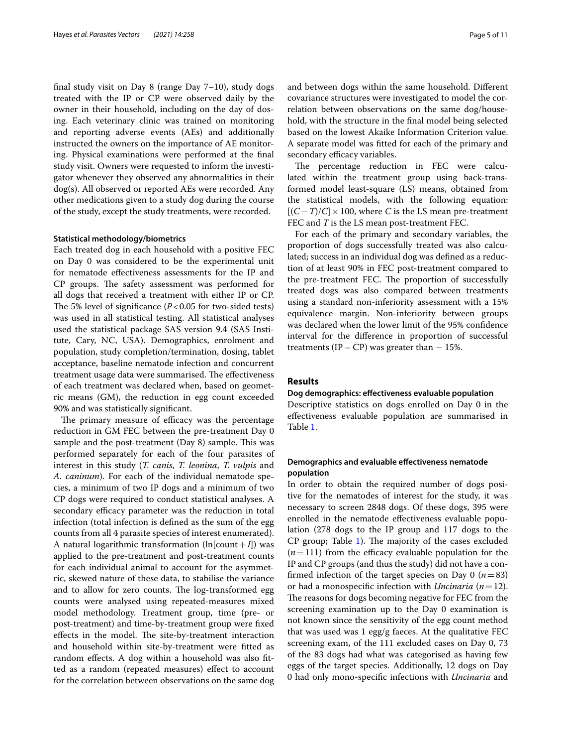final study visit on Day 8 (range Day 7–10), study dogs treated with the IP or CP were observed daily by the owner in their household, including on the day of dosing. Each veterinary clinic was trained on monitoring and reporting adverse events (AEs) and additionally instructed the owners on the importance of AE monitoring. Physical examinations were performed at the final study visit. Owners were requested to inform the investigator whenever they observed any abnormalities in their dog(s). All observed or reported AEs were recorded. Any other medications given to a study dog during the course of the study, except the study treatments, were recorded.

#### Statistical methodology/biometrics

Each treated dog in each household with a positive FEC on Day 0 was considered to be the experimental unit for nematode effectiveness assessments for the IP and CP groups. The safety assessment was performed for all dogs that received a treatment with either IP or CP. The 5% level of significance ($P < 0.05$ for two-sided tests) was used in all statistical testing. All statistical analyses used the statistical package SAS version 9.4 (SAS Institute, Cary, NC, USA). Demographics, enrolment and population, study completion/termination, dosing, tablet acceptance, baseline nematode infection and concurrent treatment usage data were summarised. The effectiveness of each treatment was declared when, based on geometric means (GM), the reduction in egg count exceeded 90% and was statistically significant.

The primary measure of efficacy was the percentage reduction in GM FEC between the pre-treatment Day 0 sample and the post-treatment (Day 8) sample. This was performed separately for each of the four parasites of interest in this study (*T. canis*, *T. leonina*, *T. vulpis* and *A. caninum*). For each of the individual nematode species, a minimum of two IP dogs and a minimum of two CP dogs were required to conduct statistical analyses. A secondary efficacy parameter was the reduction in total infection (total infection is defined as the sum of the egg counts from all 4 parasite species of interest enumerated). A natural logarithmic transformation ($\ln[\text{count}+1]$) was applied to the pre-treatment and post-treatment counts for each individual animal to account for the asymmetric, skewed nature of these data, to stabilise the variance and to allow for zero counts. The log-transformed egg counts were analysed using repeated-measures mixed model methodology. Treatment group, time (pre- or post-treatment) and time-by-treatment group were fixed effects in the model. The site-by-treatment interaction and household within site-by-treatment were fitted as random effects. A dog within a household was also fitted as a random (repeated measures) effect to account for the correlation between observations on the same dog and between dogs within the same household. Different covariance structures were investigated to model the correlation between observations on the same dog/household, with the structure in the final model being selected based on the lowest Akaike Information Criterion value. A separate model was fitted for each of the primary and secondary efficacy variables.

The percentage reduction in FEC were calculated within the treatment group using back-transformed model least-square (LS) means, obtained from the statistical models, with the following equation: $[(C-T)/C]\times 100$, where $C$ is the LS mean pre-treatment FEC and $T$ is the LS mean post-treatment FEC.

For each of the primary and secondary variables, the proportion of dogs successfully treated was also calculated; success in an individual dog was defined as a reduction of at least 90% in FEC post-treatment compared to the pre-treatment FEC. The proportion of successfully treated dogs was also compared between treatments using a standard non-inferiority assessment with a 15% equivalence margin. Non-inferiority between groups was declared when the lower limit of the 95% confidence interval for the difference in proportion of successful treatments (IP − CP) was greater than − 15%.

## Results

#### Dog demographics: effectiveness evaluable population

Descriptive statistics on dogs enrolled on Day 0 in the effectiveness evaluable population are summarised in Table 1.

#### Demographics and evaluable effectiveness nematode population

In order to obtain the required number of dogs positive for the nematodes of interest for the study, it was necessary to screen 2848 dogs. Of these dogs, 395 were enrolled in the nematode effectiveness evaluable population (278 dogs to the IP group and 117 dogs to the CP group; Table 1). The majority of the cases excluded ($n=111$) from the efficacy evaluable population for the IP and CP groups (and thus the study) did not have a confirmed infection of the target species on Day 0 ($n=83$) or had a monospecific infection with *Uncinaria* ($n=12$). The reasons for dogs becoming negative for FEC from the screening examination up to the Day 0 examination is not known since the sensitivity of the egg count method that was used was 1 egg/g faeces. At the qualitative FEC screening exam, of the 111 excluded cases on Day 0, 73 of the 83 dogs had what was categorised as having few eggs of the target species. Additionally, 12 dogs on Day 0 had only mono-specific infections with *Uncinaria* and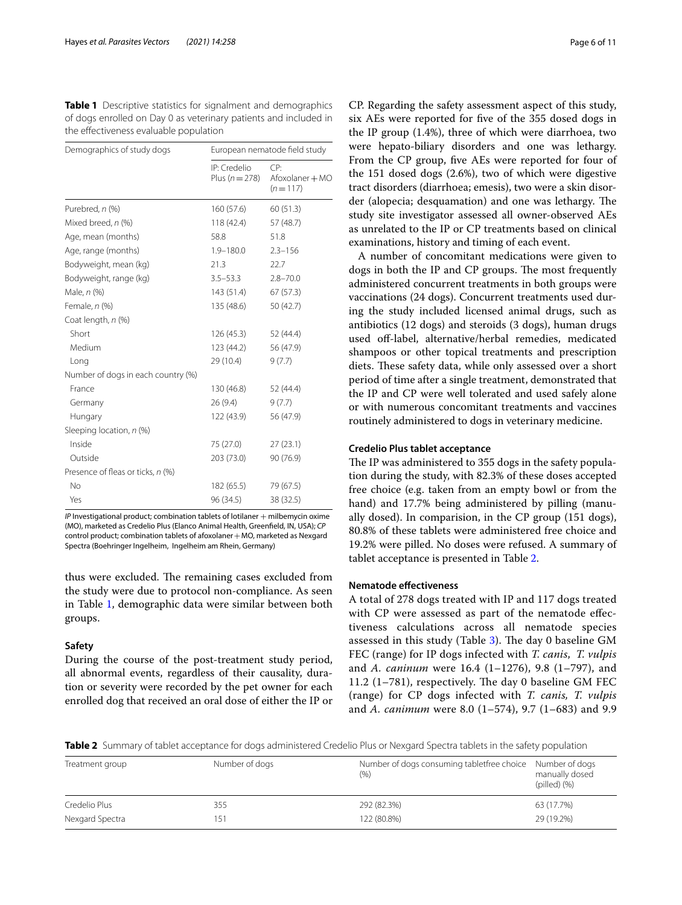**Table 1** Descriptive statistics for signalment and demographics of dogs enrolled on Day 0 as veterinary patients and included in the effectiveness evaluable population

| Demographics of study dogs | European nematode field study | |
|---|---|---|
| | IP: Credelio Plus (*n* = 278) | CP: Afoxolaner + MO (*n* = 117) |
| Purebred, *n* (%) | 160 (57.6) | 60 (51.3) |
| Mixed breed, *n* (%) | 118 (42.4) | 57 (48.7) |
| Age, mean (months) | 58.8 | 51.8 |
| Age, range (months) | 1.9–180.0 | 2.3–156 |
| Bodyweight, mean (kg) | 21.3 | 22.7 |
| Bodyweight, range (kg) | 3.5–53.3 | 2.8–70.0 |
| Male, *n* (%) | 143 (51.4) | 67 (57.3) |
| Female, *n* (%) | 135 (48.6) | 50 (42.7) |
| Coat length, *n* (%) | | |
| Short | 126 (45.3) | 52 (44.4) |
| Medium | 123 (44.2) | 56 (47.9) |
| Long | 29 (10.4) | 9 (7.7) |
| Number of dogs in each country (%) | | |
| France | 130 (46.8) | 52 (44.4) |
| Germany | 26 (9.4) | 9 (7.7) |
| Hungary | 122 (43.9) | 56 (47.9) |
| Sleeping location, *n* (%) | | |
| Inside | 75 (27.0) | 27 (23.1) |
| Outside | 203 (73.0) | 90 (76.9) |
| Presence of fleas or ticks, *n* (%) | | |
| No | 182 (65.5) | 79 (67.5) |
| Yes | 96 (34.5) | 38 (32.5) |

*IP* Investigational product; combination tablets of lotilaner + milbemycin oxime (MO), marketed as Credelio Plus (Elanco Animal Health, Greenfield, IN, USA); *CP* control product; combination tablets of afoxolaner + MO, marketed as Nexgard Spectra (Boehringer Ingelheim, Ingelheim am Rhein, Germany)

thus were excluded. The remaining cases excluded from the study were due to protocol non-compliance. As seen in Table 1, demographic data were similar between both groups.

### Safety

During the course of the post-treatment study period, all abnormal events, regardless of their causality, duration or severity were recorded by the pet owner for each enrolled dog that received an oral dose of either the IP or CP. Regarding the safety assessment aspect of this study, six AEs were reported for five of the 355 dosed dogs in the IP group (1.4%), three of which were diarrhoea, two were hepato-biliary disorders and one was lethargy. From the CP group, five AEs were reported for four of the 151 dosed dogs (2.6%), two of which were digestive tract disorders (diarrhoea; emesis), two were a skin disorder (alopecia; desquamation) and one was lethargy. The study site investigator assessed all owner-observed AEs as unrelated to the IP or CP treatments based on clinical examinations, history and timing of each event.

A number of concomitant medications were given to dogs in both the IP and CP groups. The most frequently administered concurrent treatments in both groups were vaccinations (24 dogs). Concurrent treatments used during the study included licensed animal drugs, such as antibiotics (12 dogs) and steroids (3 dogs), human drugs used off-label, alternative/herbal remedies, medicated shampoos or other topical treatments and prescription diets. These safety data, while only assessed over a short period of time after a single treatment, demonstrated that the IP and CP were well tolerated and used safely alone or with numerous concomitant treatments and vaccines routinely administered to dogs in veterinary medicine.

### Credelio Plus tablet acceptance

The IP was administered to 355 dogs in the safety population during the study, with 82.3% of these doses accepted free choice (e.g. taken from an empty bowl or from the hand) and 17.7% being administered by pilling (manually dosed). In comparision, in the CP group (151 dogs), 80.8% of these tablets were administered free choice and 19.2% were pilled. No doses were refused. A summary of tablet acceptance is presented in Table 2.

### Nematode effectiveness

A total of 278 dogs treated with IP and 117 dogs treated with CP were assessed as part of the nematode effectiveness calculations across all nematode species assessed in this study (Table 3). The day 0 baseline GM FEC (range) for IP dogs infected with *T. canis*, *T. vulpis* and *A. caninum* were 16.4 (1–1276), 9.8 (1–797), and 11.2 (1–781), respectively. The day 0 baseline GM FEC (range) for CP dogs infected with *T. canis*, *T. vulpis* and *A. canimum* were 8.0 (1–574), 9.7 (1–683) and 9.9

**Table 2** Summary of tablet acceptance for dogs administered Credelio Plus or Nexgard Spectra tablets in the safety population

| Treatment group | Number of dogs | Number of dogs consuming tabletfree choice (%) | Number of dogs manually dosed (pilled) (%) |
|---|---|---|---|
| Credelio Plus | 355 | 292 (82.3%) | 63 (17.7%) |
| Nexgard Spectra | 151 | 122 (80.8%) | 29 (19.2%) |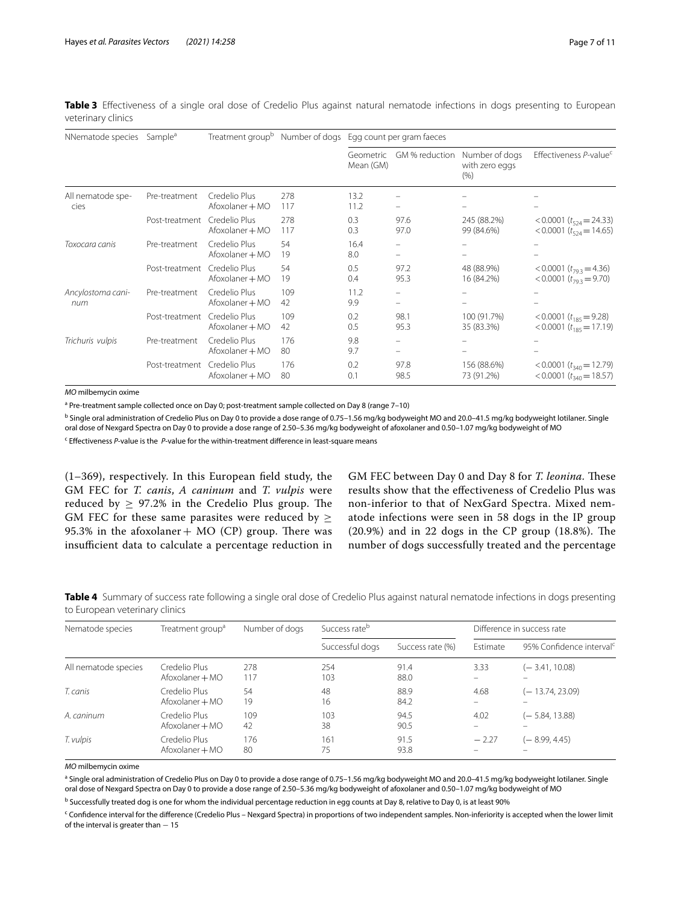**Table 3** Effectiveness of a single oral dose of Credelio Plus against natural nematode infections in dogs presenting to European veterinary clinics

| NNematode species | Sample[a] | Treatment group[b] | Number of dogs | Egg count per gram faeces | | | |
|---|---|---|---|---|---|---|---|
| | | | | Geometric Mean (GM) | GM % reduction | Number of dogs with zero eggs (%) | Effectiveness *P*-value[c] |
| All nematode species | Pre-treatment | Credelio Plus | 278 | 13.2 | – | – | – |
| | | Afoxolaner + MO | 117 | 11.2 | – | – | – |
| | Post-treatment | Credelio Plus | 278 | 0.3 | 97.6 | 245 (88.2%) | < 0.0001 ($t_{524}$ = 24.33) |
| | | Afoxolaner + MO | 117 | 0.3 | 97.0 | 99 (84.6%) | < 0.0001 ($t_{524}$ = 14.65) |
| *Toxocara canis* | Pre-treatment | Credelio Plus | 54 | 16.4 | – | – | – |
| | | Afoxolaner + MO | 19 | 8.0 | – | – | – |
| | Post-treatment | Credelio Plus | 54 | 0.5 | 97.2 | 48 (88.9%) | < 0.0001 ($t_{79.3}$ = 4.36) |
| | | Afoxolaner + MO | 19 | 0.4 | 95.3 | 16 (84.2%) | < 0.0001 ($t_{79.3}$ = 9.70) |
| *Ancylostoma caninum* | Pre-treatment | Credelio Plus | 109 | 11.2 | – | – | – |
| | | Afoxolaner + MO | 42 | 9.9 | – | – | – |
| | Post-treatment | Credelio Plus | 109 | 0.2 | 98.1 | 100 (91.7%) | < 0.0001 ($t_{185}$ = 9.28) |
| | | Afoxolaner + MO | 42 | 0.5 | 95.3 | 35 (83.3%) | < 0.0001 ($t_{185}$ = 17.19) |
| *Trichuris vulpis* | Pre-treatment | Credelio Plus | 176 | 9.8 | – | – | – |
| | | Afoxolaner + MO | 80 | 9.7 | – | – | – |
| | Post-treatment | Credelio Plus | 176 | 0.2 | 97.8 | 156 (88.6%) | < 0.0001 ($t_{340}$ = 12.79) |
| | | Afoxolaner + MO | 80 | 0.1 | 98.5 | 73 (91.2%) | < 0.0001 ($t_{340}$ = 18.57) |

*MO* milbemycin oxime

[a] Pre-treatment sample collected once on Day 0; post-treatment sample collected on Day 8 (range 7–10)

[b] Single oral administration of Credelio Plus on Day 0 to provide a dose range of 0.75–1.56 mg/kg bodyweight MO and 20.0–41.5 mg/kg bodyweight lotilaner. Single oral dose of Nexgard Spectra on Day 0 to provide a dose range of 2.50–5.36 mg/kg bodyweight of afoxolaner and 0.50–1.07 mg/kg bodyweight of MO

[c] Effectiveness *P*-value is the *P*-value for the within-treatment difference in least-square means

(1–369), respectively. In this European field study, the GM FEC for *T. canis*, *A caninum* and *T. vulpis* were reduced by ≥ 97.2% in the Credelio Plus group. The GM FEC for these same parasites were reduced by ≥ 95.3% in the afoxolaner + MO (CP) group. There was insufficient data to calculate a percentage reduction in GM FEC between Day 0 and Day 8 for *T. leonina*. These results show that the effectiveness of Credelio Plus was non-inferior to that of NexGard Spectra. Mixed nematode infections were seen in 58 dogs in the IP group (20.9%) and in 22 dogs in the CP group (18.8%). The number of dogs successfully treated and the percentage

**Table 4** Summary of success rate following a single oral dose of Credelio Plus against natural nematode infections in dogs presenting to European veterinary clinics

| Nematode species | Treatment group[a] | Number of dogs | Success rate[b] | | Difference in success rate | |
|---|---|---|---|---|---|---|
| | | | Successful dogs | Success rate (%) | Estimate | 95% Confidence interval[c] |
| All nematode species | Credelio Plus | 278 | 254 | 91.4 | 3.33 | (− 3.41, 10.08) |
| | Afoxolaner + MO | 117 | 103 | 88.0 | – | – |
| *T. canis* | Credelio Plus | 54 | 48 | 88.9 | 4.68 | (− 13.74, 23.09) |
| | Afoxolaner + MO | 19 | 16 | 84.2 | – | – |
| *A. caninum* | Credelio Plus | 109 | 103 | 94.5 | 4.02 | (− 5.84, 13.88) |
| | Afoxolaner + MO | 42 | 38 | 90.5 | – | – |
| *T. vulpis* | Credelio Plus | 176 | 161 | 91.5 | − 2.27 | (− 8.99, 4.45) |
| | Afoxolaner + MO | 80 | 75 | 93.8 | – | – |

*MO* milbemycin oxime

[a] Single oral administration of Credelio Plus on Day 0 to provide a dose range of 0.75–1.56 mg/kg bodyweight MO and 20.0–41.5 mg/kg bodyweight lotilaner. Single oral dose of Nexgard Spectra on Day 0 to provide a dose range of 2.50–5.36 mg/kg bodyweight of afoxolaner and 0.50–1.07 mg/kg bodyweight of MO

[b] Successfully treated dog is one for whom the individual percentage reduction in egg counts at Day 8, relative to Day 0, is at least 90%

[c] Confidence interval for the difference (Credelio Plus – Nexgard Spectra) in proportions of two independent samples. Non-inferiority is accepted when the lower limit of the interval is greater than − 15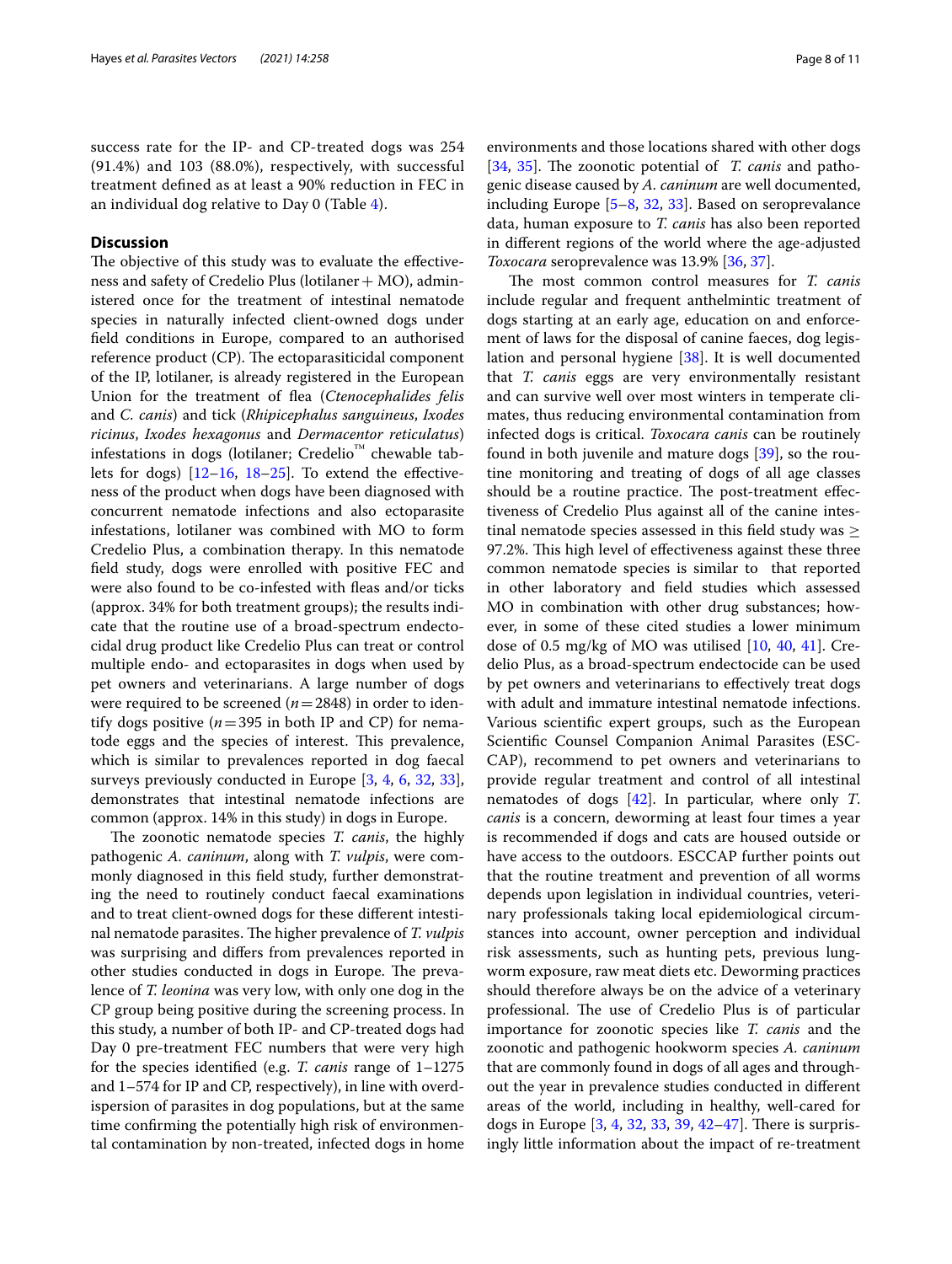success rate for the IP- and CP-treated dogs was 254 (91.4%) and 103 (88.0%), respectively, with successful treatment defined as at least a 90% reduction in FEC in an individual dog relative to Day 0 (Table 4).

## Discussion

The objective of this study was to evaluate the effectiveness and safety of Credelio Plus (lotilaner + MO), administered once for the treatment of intestinal nematode species in naturally infected client-owned dogs under field conditions in Europe, compared to an authorised reference product (CP). The ectoparasiticidal component of the IP, lotilaner, is already registered in the European Union for the treatment of flea (*Ctenocephalides felis* and *C. canis*) and tick (*Rhipicephalus sanguineus*, *Ixodes ricinus*, *Ixodes hexagonus* and *Dermacentor reticulatus*) infestations in dogs (lotilaner; Credelio™ chewable tablets for dogs) [12–16, 18–25]. To extend the effectiveness of the product when dogs have been diagnosed with concurrent nematode infections and also ectoparasite infestations, lotilaner was combined with MO to form Credelio Plus, a combination therapy. In this nematode field study, dogs were enrolled with positive FEC and were also found to be co-infested with fleas and/or ticks (approx. 34% for both treatment groups); the results indicate that the routine use of a broad-spectrum endectocidal drug product like Credelio Plus can treat or control multiple endo- and ectoparasites in dogs when used by pet owners and veterinarians. A large number of dogs were required to be screened ($n = 2848$) in order to identify dogs positive ($n = 395$ in both IP and CP) for nematode eggs and the species of interest. This prevalence, which is similar to prevalences reported in dog faecal surveys previously conducted in Europe [3, 4, 6, 32, 33], demonstrates that intestinal nematode infections are common (approx. 14% in this study) in dogs in Europe.

The zoonotic nematode species *T. canis*, the highly pathogenic *A. caninum*, along with *T. vulpis*, were commonly diagnosed in this field study, further demonstrating the need to routinely conduct faecal examinations and to treat client-owned dogs for these different intestinal nematode parasites. The higher prevalence of *T. vulpis* was surprising and differs from prevalences reported in other studies conducted in dogs in Europe. The prevalence of *T. leonina* was very low, with only one dog in the CP group being positive during the screening process. In this study, a number of both IP- and CP-treated dogs had Day 0 pre-treatment FEC numbers that were very high for the species identified (e.g. *T. canis* range of 1–1275 and 1–574 for IP and CP, respectively), in line with overdispersion of parasites in dog populations, but at the same time confirming the potentially high risk of environmental contamination by non-treated, infected dogs in home environments and those locations shared with other dogs [34, 35]. The zoonotic potential of *T. canis* and pathogenic disease caused by *A. caninum* are well documented, including Europe [5–8, 32, 33]. Based on seroprevalance data, human exposure to *T. canis* has also been reported in different regions of the world where the age-adjusted *Toxocara* seroprevalence was 13.9% [36, 37].

The most common control measures for *T. canis* include regular and frequent anthelmintic treatment of dogs starting at an early age, education on and enforcement of laws for the disposal of canine faeces, dog legislation and personal hygiene [38]. It is well documented that *T. canis* eggs are very environmentally resistant and can survive well over most winters in temperate climates, thus reducing environmental contamination from infected dogs is critical. *Toxocara canis* can be routinely found in both juvenile and mature dogs [39], so the routine monitoring and treating of dogs of all age classes should be a routine practice. The post-treatment effectiveness of Credelio Plus against all of the canine intestinal nematode species assessed in this field study was ≥ 97.2%. This high level of effectiveness against these three common nematode species is similar to that reported in other laboratory and field studies which assessed MO in combination with other drug substances; however, in some of these cited studies a lower minimum dose of 0.5 mg/kg of MO was utilised [10, 40, 41]. Credelio Plus, as a broad-spectrum endectocide can be used by pet owners and veterinarians to effectively treat dogs with adult and immature intestinal nematode infections. Various scientific expert groups, such as the European Scientific Counsel Companion Animal Parasites (ESCCAP), recommend to pet owners and veterinarians to provide regular treatment and control of all intestinal nematodes of dogs [42]. In particular, where only *T. canis* is a concern, deworming at least four times a year is recommended if dogs and cats are housed outside or have access to the outdoors. ESCCAP further points out that the routine treatment and prevention of all worms depends upon legislation in individual countries, veterinary professionals taking local epidemiological circumstances into account, owner perception and individual risk assessments, such as hunting pets, previous lungworm exposure, raw meat diets etc. Deworming practices should therefore always be on the advice of a veterinary professional. The use of Credelio Plus is of particular importance for zoonotic species like *T. canis* and the zoonotic and pathogenic hookworm species *A. caninum* that are commonly found in dogs of all ages and throughout the year in prevalence studies conducted in different areas of the world, including in healthy, well-cared for dogs in Europe [3, 4, 32, 33, 39, 42–47]. There is surprisingly little information about the impact of re-treatment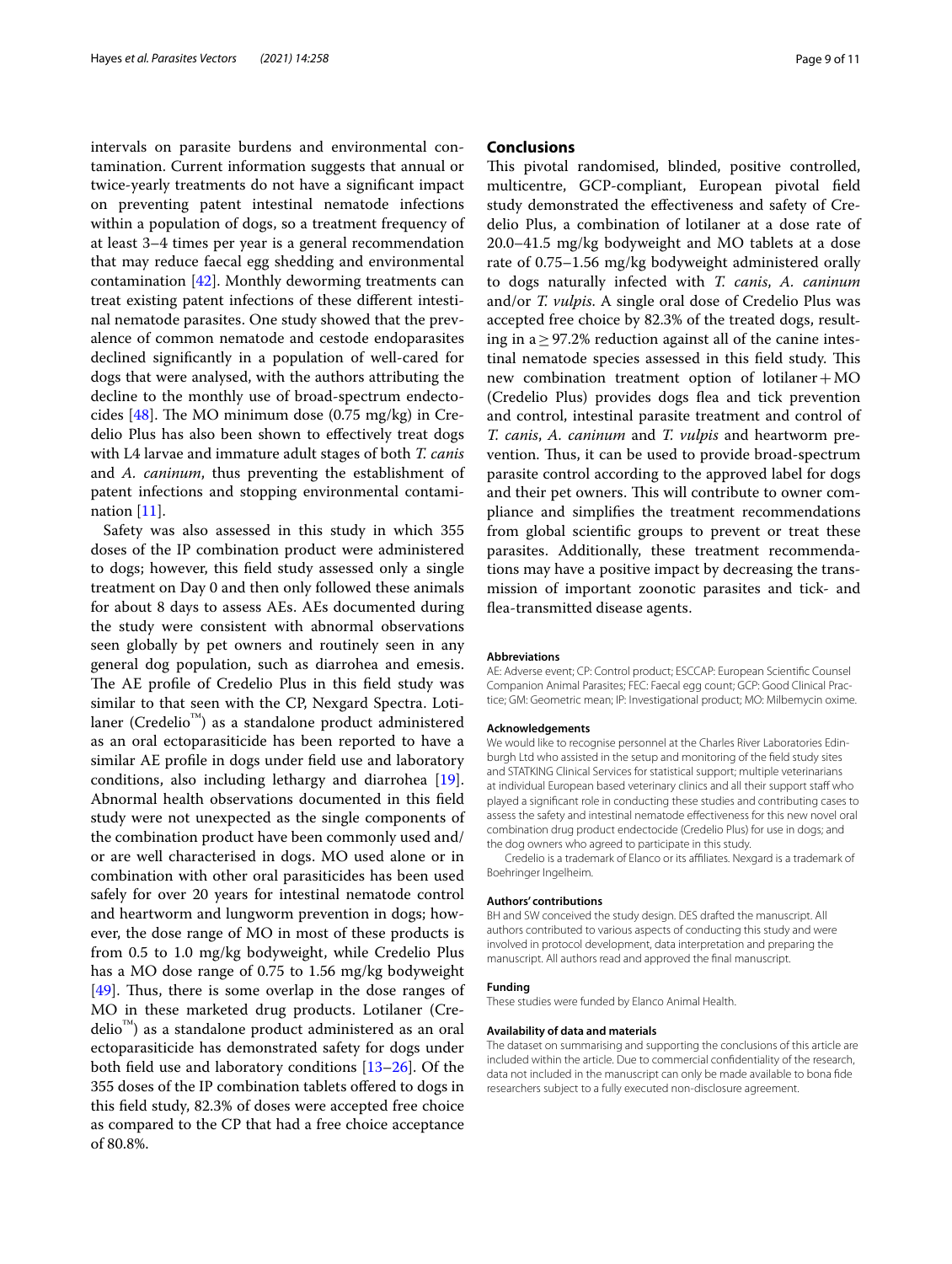intervals on parasite burdens and environmental contamination. Current information suggests that annual or twice-yearly treatments do not have a significant impact on preventing patent intestinal nematode infections within a population of dogs, so a treatment frequency of at least 3–4 times per year is a general recommendation that may reduce faecal egg shedding and environmental contamination [42]. Monthly deworming treatments can treat existing patent infections of these different intestinal nematode parasites. One study showed that the prevalence of common nematode and cestode endoparasites declined significantly in a population of well-cared for dogs that were analysed, with the authors attributing the decline to the monthly use of broad-spectrum endectocides [48]. The MO minimum dose (0.75 mg/kg) in Credelio Plus has also been shown to effectively treat dogs with L4 larvae and immature adult stages of both *T. canis* and *A. caninum*, thus preventing the establishment of patent infections and stopping environmental contamination [11].

Safety was also assessed in this study in which 355 doses of the IP combination product were administered to dogs; however, this field study assessed only a single treatment on Day 0 and then only followed these animals for about 8 days to assess AEs. AEs documented during the study were consistent with abnormal observations seen globally by pet owners and routinely seen in any general dog population, such as diarrohea and emesis. The AE profile of Credelio Plus in this field study was similar to that seen with the CP, Nexgard Spectra. Lotilaner (Credelio™) as a standalone product administered as an oral ectoparasiticide has been reported to have a similar AE profile in dogs under field use and laboratory conditions, also including lethargy and diarrohea [19]. Abnormal health observations documented in this field study were not unexpected as the single components of the combination product have been commonly used and/or are well characterised in dogs. MO used alone or in combination with other oral parasiticides has been used safely for over 20 years for intestinal nematode control and heartworm and lungworm prevention in dogs; however, the dose range of MO in most of these products is from 0.5 to 1.0 mg/kg bodyweight, while Credelio Plus has a MO dose range of 0.75 to 1.56 mg/kg bodyweight [49]. Thus, there is some overlap in the dose ranges of MO in these marketed drug products. Lotilaner (Credelio™) as a standalone product administered as an oral ectoparasiticide has demonstrated safety for dogs under both field use and laboratory conditions [13–26]. Of the 355 doses of the IP combination tablets offered to dogs in this field study, 82.3% of doses were accepted free choice as compared to the CP that had a free choice acceptance of 80.8%.

## Conclusions

This pivotal randomised, blinded, positive controlled, multicentre, GCP-compliant, European pivotal field study demonstrated the effectiveness and safety of Credelio Plus, a combination of lotilaner at a dose rate of 20.0–41.5 mg/kg bodyweight and MO tablets at a dose rate of 0.75–1.56 mg/kg bodyweight administered orally to dogs naturally infected with *T. canis*, *A. caninum* and/or *T. vulpis*. A single oral dose of Credelio Plus was accepted free choice by 82.3% of the treated dogs, resulting in a ≥ 97.2% reduction against all of the canine intestinal nematode species assessed in this field study. This new combination treatment option of lotilaner + MO (Credelio Plus) provides dogs flea and tick prevention and control, intestinal parasite treatment and control of *T. canis*, *A. caninum* and *T. vulpis* and heartworm prevention. Thus, it can be used to provide broad-spectrum parasite control according to the approved label for dogs and their pet owners. This will contribute to owner compliance and simplifies the treatment recommendations from global scientific groups to prevent or treat these parasites. Additionally, these treatment recommendations may have a positive impact by decreasing the transmission of important zoonotic parasites and tick- and flea-transmitted disease agents.

#### Abbreviations

AE: Adverse event; CP: Control product; ESCCAP: European Scientific Counsel Companion Animal Parasites; FEC: Faecal egg count; GCP: Good Clinical Practice; GM: Geometric mean; IP: Investigational product; MO: Milbemycin oxime.

#### Acknowledgements

We would like to recognise personnel at the Charles River Laboratories Edinburgh Ltd who assisted in the setup and monitoring of the field study sites and STATKING Clinical Services for statistical support; multiple veterinarians at individual European based veterinary clinics and all their support staff who played a significant role in conducting these studies and contributing cases to assess the safety and intestinal nematode effectiveness for this new novel oral combination drug product endectocide (Credelio Plus) for use in dogs; and the dog owners who agreed to participate in this study.

Credelio is a trademark of Elanco or its affiliates. Nexgard is a trademark of Boehringer Ingelheim.

#### Authors' contributions

BH and SW conceived the study design. DES drafted the manuscript. All authors contributed to various aspects of conducting this study and were involved in protocol development, data interpretation and preparing the manuscript. All authors read and approved the final manuscript.

#### Funding

These studies were funded by Elanco Animal Health.

#### Availability of data and materials

The dataset on summarising and supporting the conclusions of this article are included within the article. Due to commercial confidentiality of the research, data not included in the manuscript can only be made available to bona fide researchers subject to a fully executed non-disclosure agreement.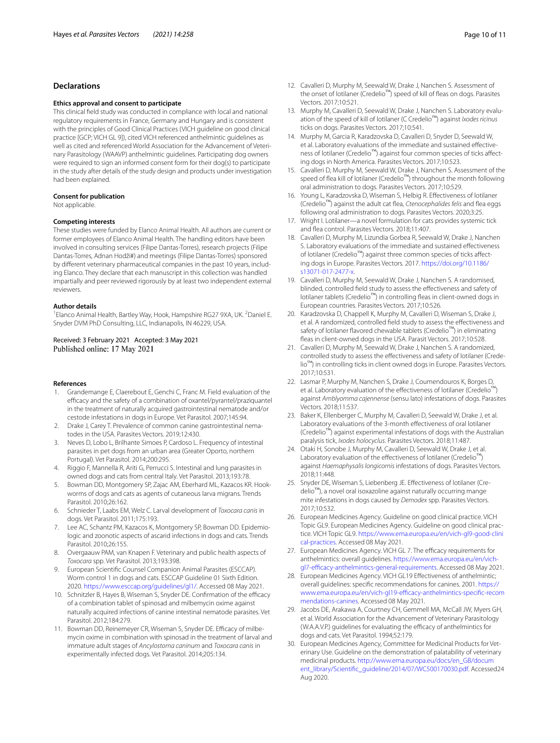## Declarations

### Ethics approval and consent to participate

This clinical field study was conducted in compliance with local and national regulatory requirements in France, Germany and Hungary and is consistent with the principles of Good Clinical Practices (VICH guideline on good clinical practice [GCP; VICH GL 9]), cited VICH referenced anthelmintic guidelines as well as cited and referenced World Association for the Advancement of Veterinary Parasitology (WAAVP) anthelmintic guidelines. Participating dog owners were required to sign an informed consent form for their dog(s) to participate in the study after details of the study design and products under investigation had been explained.

### Consent for publication

Not applicable.

### Competing interests

These studies were funded by Elanco Animal Health. All authors are current or former employees of Elanco Animal Health. The handling editors have been involved in consulting services (Filipe Dantas-Torres), research projects (Filipe Dantas-Torres, Adnan Hodži#) and meetings (Filipe Dantas-Torres) sponsored by different veterinary pharmaceutical companies in the past 10 years, including Elanco. They declare that each manuscript in this collection was handled impartially and peer reviewed rigorously by at least two independent external reviewers.

### Author details

[1] Elanco Animal Health, Bartley Way, Hook, Hampshire RG27 9XA, UK. [2] Daniel E. Snyder DVM PhD Consulting, LLC, Indianapolis, IN 46229, USA.

Received: 3 February 2021 Accepted: 3 May 2021
Published online: 17 May 2021

### References

1. Grandemange E, Claerebout E, Genchi C, Franc M. Field evaluation of the efficacy and the safety of a combination of oxantel/pyrantel/praziquantel in the treatment of naturally acquired gastrointestinal nematode and/or cestode infestations in dogs in Europe. Vet Parasitol. 2007;145:94.
2. Drake J, Carey T. Prevalence of common canine gastrointestinal nematodes in the USA. Parasites Vectors. 2019;12:430.
3. Neves D, Lobo L, Brilhante Simoes P, Cardoso L. Frequency of intestinal parasites in pet dogs from an urban area (Greater Oporto, northern Portugal). Vet Parasitol. 2014;200:295.
4. Riggio F, Mannella R, Ariti G, Perrucci S. Intestinal and lung parasites in owned dogs and cats from central Italy. Vet Parasitol. 2013;193:78.
5. Bowman DD, Montgomery SP, Zajac AM, Eberhard ML, Kazacos KR. Hookworms of dogs and cats as agents of cutaneous larva migrans. Trends Parasitol. 2010;26:162.
6. Schnieder T, Laabs EM, Welz C. Larval development of *Toxocara canis* in dogs. Vet Parasitol. 2011;175:193.
7. Lee AC, Schantz PM, Kazacos K, Montgomery SP, Bowman DD. Epidemiologic and zoonotic aspects of ascarid infections in dogs and cats. Trends Parasitol. 2010;26:155.
8. Overgaauw PAM, van Knapen F. Veterinary and public health aspects of *Toxocara* spp. Vet Parasitol. 2013;193:398.
9. European Scientific Counsel Companion Animal Parasites (ESCCAP). Worm control 1 in dogs and cats. ESCCAP Guideline 01 Sixth Edition. 2020. https://www.esccap.org/guidelines/gl1/. Accessed 08 May 2021.
10. Schnitzler B, Hayes B, Wiseman S, Snyder DE. Confirmation of the efficacy of a combination tablet of spinosad and milbemycin oxime against naturally acquired infections of canine intestinal nematode parasites. Vet Parasitol. 2012;184:279.
11. Bowman DD, Reinemeyer CR, Wiseman S, Snyder DE. Efficacy of milbemycin oxime in combination with spinosad in the treatment of larval and immature adult stages of *Ancylostoma caninum* and *Toxocara canis* in experimentally infected dogs. Vet Parasitol. 2014;205:134.
12. Cavalleri D, Murphy M, Seewald W, Drake J, Nanchen S. Assessment of the onset of lotilaner (Credelio™) speed of kill of fleas on dogs. Parasites Vectors. 2017;10:521.
13. Murphy M, Cavalleri D, Seewald W, Drake J, Nanchen S. Laboratory evaluation of the speed of kill of lotilaner (C Credelio™) against *Ixodes ricinus* ticks on dogs. Parasites Vectors. 2017;10:541.
14. Murphy M, Garcia R, Karadzovska D, Cavalleri D, Snyder D, Seewald W, et al. Laboratory evaluations of the immediate and sustained effectiveness of lotilaner (Credelio™) against four common species of ticks affecting dogs in North America. Parasites Vectors. 2017;10:523.
15. Cavalleri D, Murphy M, Seewald W, Drake J, Nanchen S. Assessment of the speed of flea kill of lotilaner (Credelio™) throughout the month following oral administration to dogs. Parasites Vectors. 2017;10:529.
16. Young L, Karadzovska D, Wiseman S, Helbig R. Effectiveness of lotilaner (Credelio™) against the adult cat flea, *Ctenocephalides felis* and flea eggs following oral administration to dogs. Parasites Vectors. 2020;3:25.
17. Wright I. Lotilaner—a novel formulation for cats provides systemic tick and flea control. Parasites Vectors. 2018;11:407.
18. Cavalleri D, Murphy M, Lizundia Gorbea R, Seewald W, Drake J, Nanchen S. Laboratory evaluations of the immediate and sustained effectiveness of lotilaner (Credelio™) against three common species of ticks affecting dogs in Europe. Parasites Vectors. 2017. https://doi.org/10.1186/s13071-017-2477-x.
19. Cavalleri D, Murphy M, Seewald W, Drake J, Nanchen S. A randomised, blinded, controlled field study to assess the effectiveness and safety of lotilaner tablets (Credelio™) in controlling fleas in client-owned dogs in European countries. Parasites Vectors. 2017;10:526.
20. Karadzovska D, Chappell K, Murphy M, Cavalleri D, Wiseman S, Drake J, et al. A randomized, controlled field study to assess the effectiveness and safety of lotilaner flavored chewable tablets (Credelio™) in eliminating fleas in client-owned dogs in the USA. Parasit Vectors. 2017;10:528.
21. Cavalleri D, Murphy M, Seewald W, Drake J, Nanchen S. A randomized, controlled study to assess the effectiveness and safety of lotilaner (Credelio™) in controlling ticks in client owned dogs in Europe. Parasites Vectors. 2017;10:531.
22. Lasmar P, Murphy M, Nanchen S, Drake J, Coumendouros K, Borges D, et al. Laboratory evaluation of the effectiveness of lotilaner (Credelio™) against *Amblyomma cajennense* (sensu lato) infestations of dogs. Parasites Vectors. 2018;11:537.
23. Baker K, Ellenberger C, Murphy M, Cavalleri D, Seewald W, Drake J, et al. Laboratory evaluations of the 3-month effectiveness of oral lotilaner (Credelio™) against experimental infestations of dogs with the Australian paralysis tick, *Ixodes holocyclus*. Parasites Vectors. 2018;11:487.
24. Otaki H, Sonobe J, Murphy M, Cavalleri D, Seewald W, Drake J, et al. Laboratory evaluation of the effectiveness of lotilaner (Credelio™) against *Haemaphysalis longicornis* infestations of dogs. Parasites Vectors. 2018;11:448.
25. Snyder DE, Wiseman S, Liebenberg JE. Effectiveness of lotilaner (Credelio™), a novel oral isoxazoline against naturally occurring mange mite infestations in dogs caused by *Demodex* spp. Parasites Vectors. 2017;10:532.
26. European Medicines Agency. Guideline on good clinical practice. VICH Topic GL9. European Medicines Agency. Guideline on good clinical practice. VICH Topic GL9. https://www.ema.europa.eu/en/vich-gl9-good-clinical-practices. Accessed 08 May 2021.
27. European Medicines Agency. VICH GL 7. The efficacy requirements for anthelmintics: overall guidelines. https://www.ema.europa.eu/en/vich-gl7-efficacy-anthelmintics-general-requirements. Accessed 08 May 2021.
28. European Medicines Agency. VICH GL19 Effectiveness of anthelmintic; overall guidelines: specific recommendations for canines. 2001. https://www.ema.europa.eu/en/vich-gl19-efficacy-anthelmintics-specific-recommendations-canines. Accessed 08 May 2021.
29. Jacobs DE, Arakawa A, Courtney CH, Gemmell MA, McCall JW, Myers GH, et al. World Association for the Advancement of Veterinary Parasitology (W.A.A.V.P.) guidelines for evaluating the efficacy of anthelmintics for dogs and cats. Vet Parasitol. 1994;52:179.
30. European Medicines Agency, Committee for Medicinal Products for Veterinary Use. Guideline on the demonstration of palatability of veterinary medicinal products. http://www.ema.europa.eu/docs/en_GB/document_library/Scientific_guideline/2014/07/WC500170030.pdf. Accessed24 Aug 2020.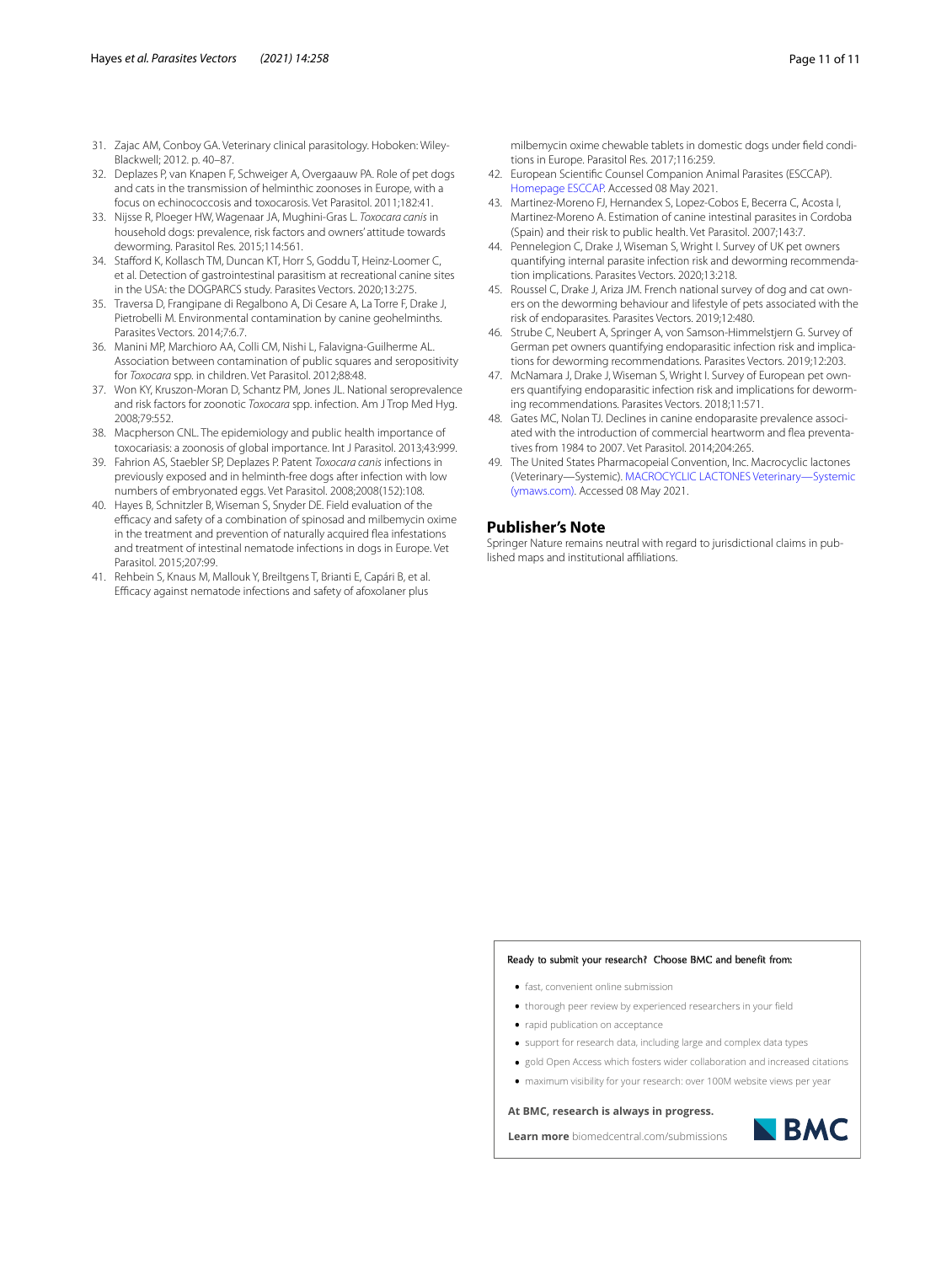31. Zajac AM, Conboy GA. Veterinary clinical parasitology. Hoboken: Wiley-Blackwell; 2012. p. 40–87.
32. Deplazes P, van Knapen F, Schweiger A, Overgaauw PA. Role of pet dogs and cats in the transmission of helminthic zoonoses in Europe, with a focus on echinococcosis and toxocarosis. Vet Parasitol. 2011;182:41.
33. Nijsse R, Ploeger HW, Wagenaar JA, Mughini-Gras L. *Toxocara canis* in household dogs: prevalence, risk factors and owners' attitude towards deworming. Parasitol Res. 2015;114:561.
34. Stafford K, Kollasch TM, Duncan KT, Horr S, Goddu T, Heinz-Loomer C, et al. Detection of gastrointestinal parasitism at recreational canine sites in the USA: the DOGPARCS study. Parasites Vectors. 2020;13:275.
35. Traversa D, Frangipane di Regalbono A, Di Cesare A, La Torre F, Drake J, Pietrobelli M. Environmental contamination by canine geohelminths. Parasites Vectors. 2014;7:6.7.
36. Manini MP, Marchioro AA, Colli CM, Nishi L, Falavigna-Guilherme AL. Association between contamination of public squares and seropositivity for *Toxocara* spp. in children. Vet Parasitol. 2012;88:48.
37. Won KY, Kruszon-Moran D, Schantz PM, Jones JL. National seroprevalence and risk factors for zoonotic *Toxocara* spp. infection. Am J Trop Med Hyg. 2008;79:552.
38. Macpherson CNL. The epidemiology and public health importance of toxocariasis: a zoonosis of global importance. Int J Parasitol. 2013;43:999.
39. Fahrion AS, Staebler SP, Deplazes P. Patent *Toxocara canis* infections in previously exposed and in helminth-free dogs after infection with low numbers of embryonated eggs. Vet Parasitol. 2008;2008(152):108.
40. Hayes B, Schnitzler B, Wiseman S, Snyder DE. Field evaluation of the efficacy and safety of a combination of spinosad and milbemycin oxime in the treatment and prevention of naturally acquired flea infestations and treatment of intestinal nematode infections in dogs in Europe. Vet Parasitol. 2015;207:99.
41. Rehbein S, Knaus M, Mallouk Y, Breiltgens T, Brianti E, Capári B, et al. Efficacy against nematode infections and safety of afoxolaner plus milbemycin oxime chewable tablets in domestic dogs under field conditions in Europe. Parasitol Res. 2017;116:259.
42. European Scientific Counsel Companion Animal Parasites (ESCCAP). Homepage ESCCAP. Accessed 08 May 2021.
43. Martinez-Moreno FJ, Hernandex S, Lopez-Cobos E, Becerra C, Acosta I, Martinez-Moreno A. Estimation of canine intestinal parasites in Cordoba (Spain) and their risk to public health. Vet Parasitol. 2007;143:7.
44. Pennelegion C, Drake J, Wiseman S, Wright I. Survey of UK pet owners quantifying internal parasite infection risk and deworming recommendation implications. Parasites Vectors. 2020;13:218.
45. Roussel C, Drake J, Ariza JM. French national survey of dog and cat owners on the deworming behaviour and lifestyle of pets associated with the risk of endoparasites. Parasites Vectors. 2019;12:480.
46. Strube C, Neubert A, Springer A, von Samson-Himmelstjern G. Survey of German pet owners quantifying endoparasitic infection risk and implications for deworming recommendations. Parasites Vectors. 2019;12:203.
47. McNamara J, Drake J, Wiseman S, Wright I. Survey of European pet owners quantifying endoparasitic infection risk and implications for deworming recommendations. Parasites Vectors. 2018;11:571.
48. Gates MC, Nolan TJ. Declines in canine endoparasite prevalence associated with the introduction of commercial heartworm and flea preventatives from 1984 to 2007. Vet Parasitol. 2014;204:265.
49. The United States Pharmacopeial Convention, Inc. Macrocyclic lactones (Veterinary—Systemic). MACROCYCLIC LACTONES Veterinary—Systemic (ymaws.com). Accessed 08 May 2021.

## Publisher's Note

Springer Nature remains neutral with regard to jurisdictional claims in published maps and institutional affiliations.

Ready to submit your research? Choose BMC and benefit from:

- fast, convenient online submission
- thorough peer review by experienced researchers in your field
- rapid publication on acceptance
- support for research data, including large and complex data types
- gold Open Access which fosters wider collaboration and increased citations
- maximum visibility for your research: over 100M website views per year

**At BMC, research is always in progress.**

**Learn more** biomedcentral.com/submissions